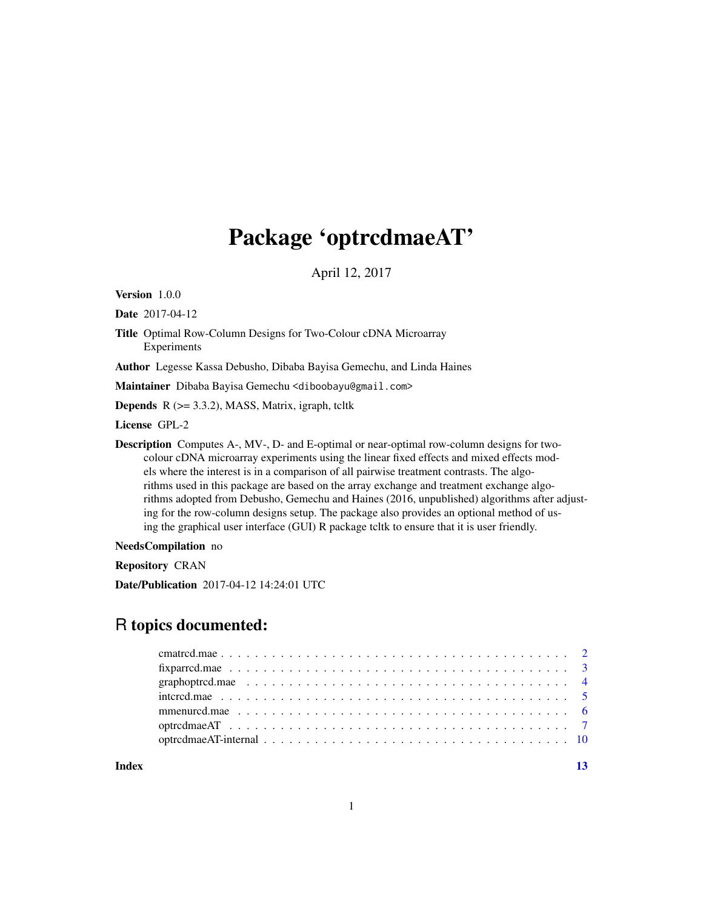# Package 'optrcdmaeAT'

April 12, 2017

**Version** 1.0.0

**Date** 2017-04-12

**Title** Optimal Row-Column Designs for Two-Colour cDNA Microarray Experiments

**Author** Legesse Kassa Debusho, Dibaba Bayisa Gemechu, and Linda Haines

**Maintainer** Dibaba Bayisa Gemechu <diboobayu@gmail.com>

**Depends** R (>= 3.3.2), MASS, Matrix, igraph, tcltk

**License** GPL-2

**Description** Computes A-, MV-, D- and E-optimal or near-optimal row-column designs for two-colour cDNA microarray experiments using the linear fixed effects and mixed effects models where the interest is in a comparison of all pairwise treatment contrasts. The algorithms used in this package are based on the array exchange and treatment exchange algorithms adopted from Debusho, Gemechu and Haines (2016, unpublished) algorithms after adjusting for the row-column designs setup. The package also provides an optional method of using the graphical user interface (GUI) R package tcltk to ensure that it is user friendly.

**NeedsCompilation** no

**Repository** CRAN

**Date/Publication** 2017-04-12 14:24:01 UTC

## R topics documented:

cmatrcd.mae . . . . . . . . . . . . . . . . . . . . . . . . . . . . . . . . . . . . . . . . 2
fixparrcd.mae . . . . . . . . . . . . . . . . . . . . . . . . . . . . . . . . . . . . . . . . 3
graphoptrcd.mae . . . . . . . . . . . . . . . . . . . . . . . . . . . . . . . . . . . . . . 4
intcrcd.mae . . . . . . . . . . . . . . . . . . . . . . . . . . . . . . . . . . . . . . . . . 5
mmenurcd.mae . . . . . . . . . . . . . . . . . . . . . . . . . . . . . . . . . . . . . . . 6
optrcdmaeAT . . . . . . . . . . . . . . . . . . . . . . . . . . . . . . . . . . . . . . . . 7
optrcdmaeAT-internal . . . . . . . . . . . . . . . . . . . . . . . . . . . . . . . . . . . 10

**Index** 13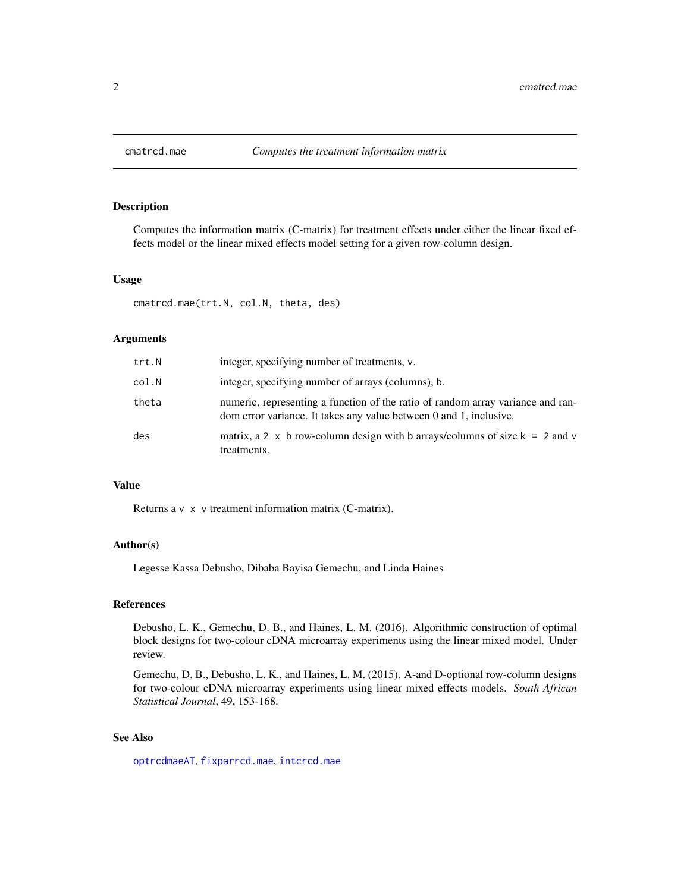## cmatrcd.mae — *Computes the treatment information matrix*

### Description

Computes the information matrix (C-matrix) for treatment effects under either the linear fixed effects model or the linear mixed effects model setting for a given row-column design.

### Usage

```
cmatrcd.mae(trt.N, col.N, theta, des)
```

### Arguments

| | |
|---|---|
| `trt.N` | integer, specifying number of treatments, `v`. |
| `col.N` | integer, specifying number of arrays (columns), `b`. |
| `theta` | numeric, representing a function of the ratio of random array variance and random error variance. It takes any value between 0 and 1, inclusive. |
| `des` | matrix, a `2 x b` row-column design with `b` arrays/columns of size `k = 2` and `v` treatments. |

### Value

Returns a `v x v` treatment information matrix (C-matrix).

### Author(s)

Legesse Kassa Debusho, Dibaba Bayisa Gemechu, and Linda Haines

### References

Debusho, L. K., Gemechu, D. B., and Haines, L. M. (2016). Algorithmic construction of optimal block designs for two-colour cDNA microarray experiments using the linear mixed model. Under review.

Gemechu, D. B., Debusho, L. K., and Haines, L. M. (2015). A-and D-optional row-column designs for two-colour cDNA microarray experiments using linear mixed effects models. *South African Statistical Journal*, 49, 153-168.

### See Also

`optrcdmaeAT`, `fixparrcd.mae`, `intcrcd.mae`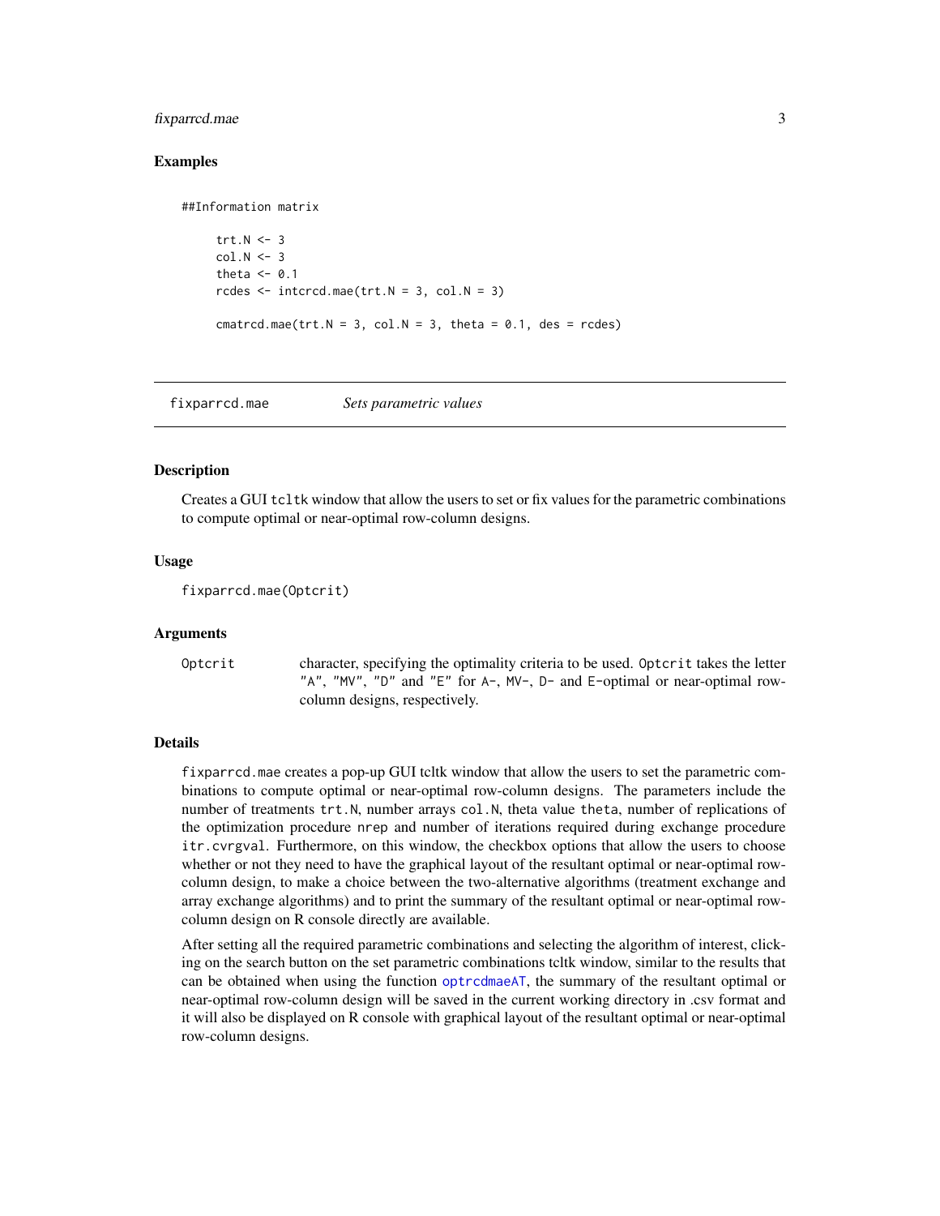### Examples

```
##Information matrix

     trt.N <- 3
     col.N <- 3
     theta <- 0.1
     rcdes <- intcrcd.mae(trt.N = 3, col.N = 3)

     cmatrcd.mae(trt.N = 3, col.N = 3, theta = 0.1, des = rcdes)
```

---

## fixparrcd.mae &emsp; *Sets parametric values*

### Description

Creates a GUI `tcltk` window that allow the users to set or fix values for the parametric combinations to compute optimal or near-optimal row-column designs.

### Usage

```
fixparrcd.mae(Optcrit)
```

### Arguments

| | |
|---|---|
| `Optcrit` | character, specifying the optimality criteria to be used. `Optcrit` takes the letter `"A"`, `"MV"`, `"D"` and `"E"` for `A-`, `MV-`, `D-` and `E-`optimal or near-optimal row-column designs, respectively. |

### Details

`fixparrcd.mae` creates a pop-up GUI tcltk window that allow the users to set the parametric combinations to compute optimal or near-optimal row-column designs. The parameters include the number of treatments `trt.N`, number arrays `col.N`, theta value `theta`, number of replications of the optimization procedure `nrep` and number of iterations required during exchange procedure `itr.cvrgval`. Furthermore, on this window, the checkbox options that allow the users to choose whether or not they need to have the graphical layout of the resultant optimal or near-optimal row-column design, to make a choice between the two-alternative algorithms (treatment exchange and array exchange algorithms) and to print the summary of the resultant optimal or near-optimal row-column design on R console directly are available.

After setting all the required parametric combinations and selecting the algorithm of interest, clicking on the search button on the set parametric combinations tcltk window, similar to the results that can be obtained when using the function `optrcdmaeAT`, the summary of the resultant optimal or near-optimal row-column design will be saved in the current working directory in .csv format and it will also be displayed on R console with graphical layout of the resultant optimal or near-optimal row-column designs.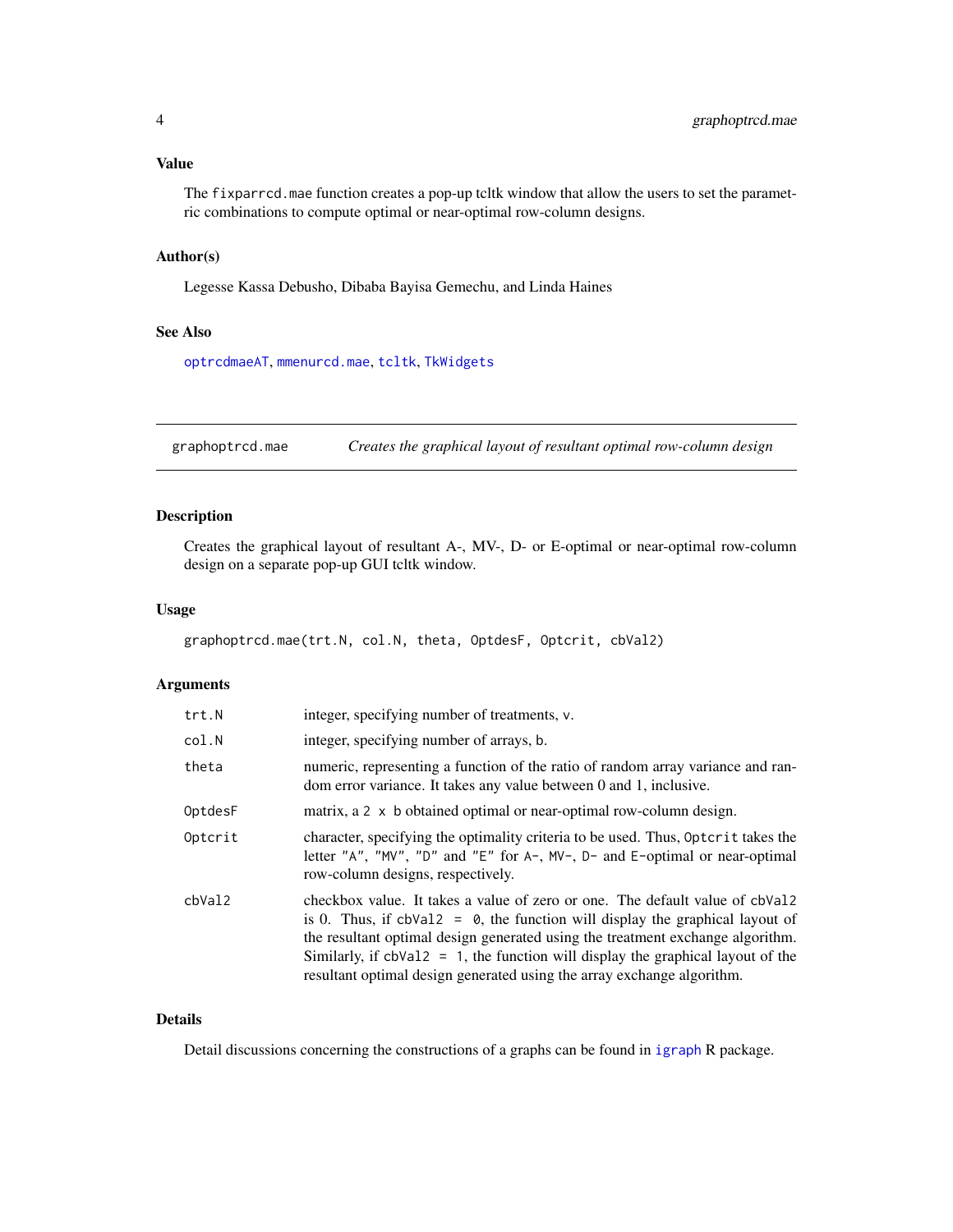## Value

The `fixparrcd.mae` function creates a pop-up tcltk window that allow the users to set the parametric combinations to compute optimal or near-optimal row-column designs.

## Author(s)

Legesse Kassa Debusho, Dibaba Bayisa Gemechu, and Linda Haines

## See Also

`optrcdmaeAT`, `mmenurcd.mae`, `tcltk`, `TkWidgets`

---

# graphoptrcd.mae — *Creates the graphical layout of resultant optimal row-column design*

## Description

Creates the graphical layout of resultant A-, MV-, D- or E-optimal or near-optimal row-column design on a separate pop-up GUI tcltk window.

## Usage

```
graphoptrcd.mae(trt.N, col.N, theta, OptdesF, Optcrit, cbVal2)
```

## Arguments

| | |
|---|---|
| `trt.N` | integer, specifying number of treatments, `v`. |
| `col.N` | integer, specifying number of arrays, b. |
| `theta` | numeric, representing a function of the ratio of random array variance and random error variance. It takes any value between 0 and 1, inclusive. |
| `OptdesF` | matrix, a `2 x b` obtained optimal or near-optimal row-column design. |
| `Optcrit` | character, specifying the optimality criteria to be used. Thus, `Optcrit` takes the letter `"A"`, `"MV"`, `"D"` and `"E"` for `A-`, `MV-`, `D-` and `E-`optimal or near-optimal row-column designs, respectively. |
| `cbVal2` | checkbox value. It takes a value of zero or one. The default value of `cbVal2` is 0. Thus, if `cbVal2 = 0`, the function will display the graphical layout of the resultant optimal design generated using the treatment exchange algorithm. Similarly, if `cbVal2 = 1`, the function will display the graphical layout of the resultant optimal design generated using the array exchange algorithm. |

## Details

Detail discussions concerning the constructions of a graphs can be found in `igraph` R package.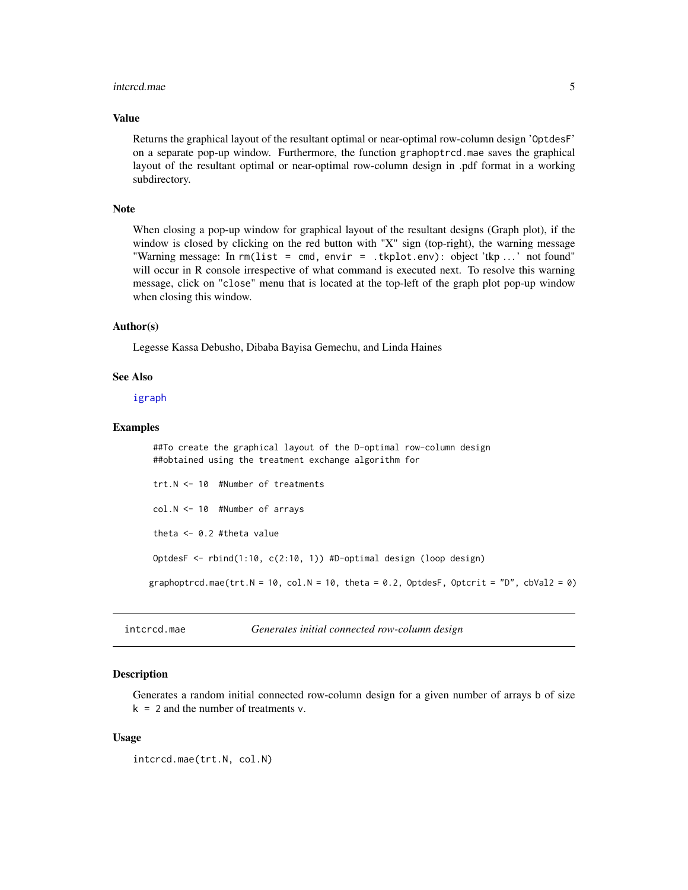### Value

Returns the graphical layout of the resultant optimal or near-optimal row-column design 'OptdesF' on a separate pop-up window. Furthermore, the function `graphoptrcd.mae` saves the graphical layout of the resultant optimal or near-optimal row-column design in .pdf format in a working subdirectory.

### Note

When closing a pop-up window for graphical layout of the resultant designs (Graph plot), if the window is closed by clicking on the red button with "X" sign (top-right), the warning message "Warning message: In `rm(list = cmd, envir = .tkplot.env)`: object 'tkp ...' not found" will occur in R console irrespective of what command is executed next. To resolve this warning message, click on "`close`" menu that is located at the top-left of the graph plot pop-up window when closing this window.

### Author(s)

Legesse Kassa Debusho, Dibaba Bayisa Gemechu, and Linda Haines

### See Also

`igraph`

### Examples

```
##To create the graphical layout of the D-optimal row-column design
##obtained using the treatment exchange algorithm for

trt.N <- 10  #Number of treatments

col.N <- 10  #Number of arrays

theta <- 0.2 #theta value

OptdesF <- rbind(1:10, c(2:10, 1)) #D-optimal design (loop design)

graphoptrcd.mae(trt.N = 10, col.N = 10, theta = 0.2, OptdesF, Optcrit = "D", cbVal2 = 0)
```

---

## intcrcd.mae — *Generates initial connected row-column design*

### Description

Generates a random initial connected row-column design for a given number of arrays `b` of size `k = 2` and the number of treatments `v`.

### Usage

```
intcrcd.mae(trt.N, col.N)
```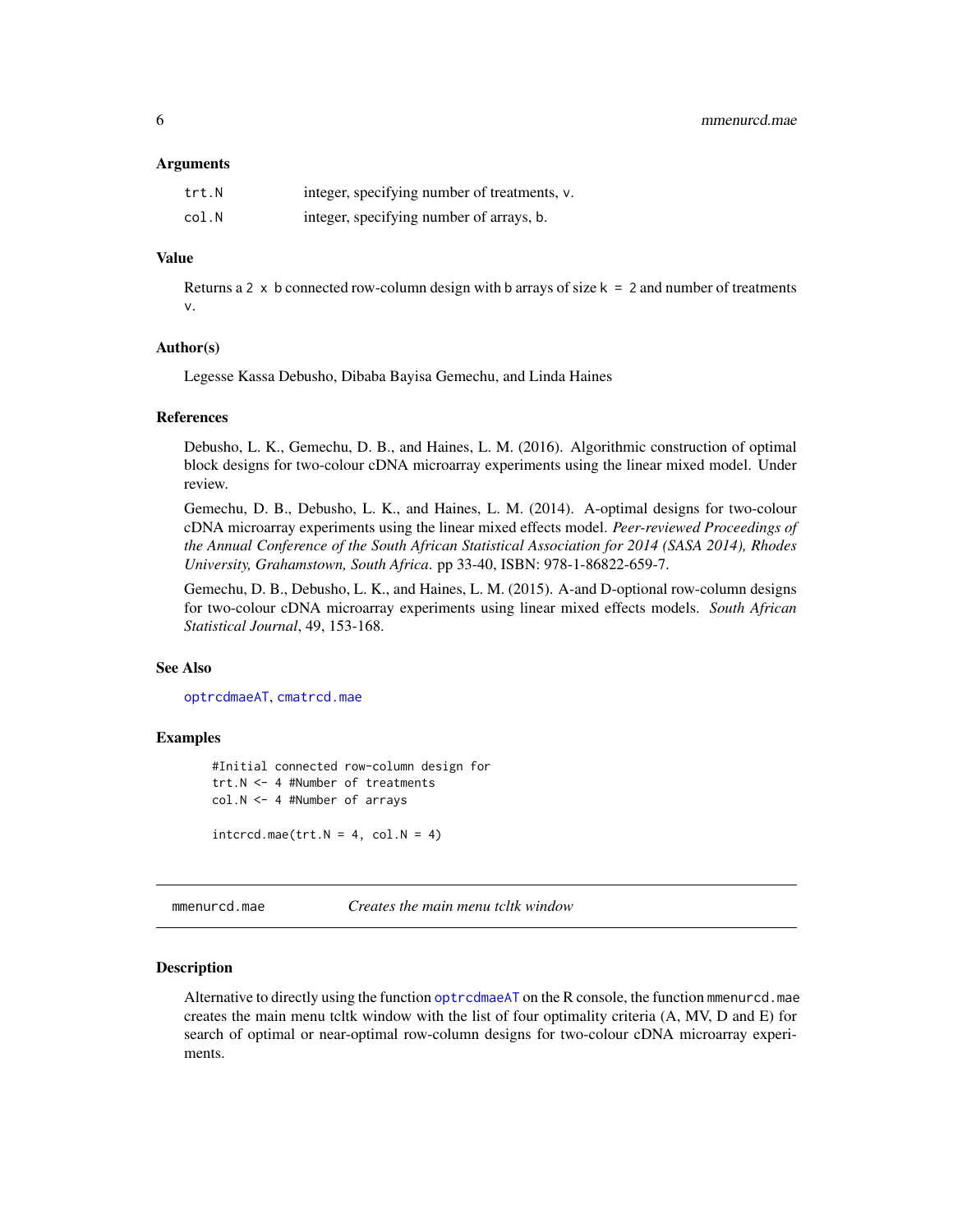### Arguments

| | |
|---|---|
| trt.N | integer, specifying number of treatments, v. |
| col.N | integer, specifying number of arrays, b. |

### Value

Returns a 2 x b connected row-column design with b arrays of size k = 2 and number of treatments v.

### Author(s)

Legesse Kassa Debusho, Dibaba Bayisa Gemechu, and Linda Haines

### References

Debusho, L. K., Gemechu, D. B., and Haines, L. M. (2016). Algorithmic construction of optimal block designs for two-colour cDNA microarray experiments using the linear mixed model. Under review.

Gemechu, D. B., Debusho, L. K., and Haines, L. M. (2014). A-optimal designs for two-colour cDNA microarray experiments using the linear mixed effects model. *Peer-reviewed Proceedings of the Annual Conference of the South African Statistical Association for 2014 (SASA 2014), Rhodes University, Grahamstown, South Africa*. pp 33-40, ISBN: 978-1-86822-659-7.

Gemechu, D. B., Debusho, L. K., and Haines, L. M. (2015). A-and D-optional row-column designs for two-colour cDNA microarray experiments using linear mixed effects models. *South African Statistical Journal*, 49, 153-168.

### See Also

optrcdmaeAT, cmatrcd.mae

### Examples

```
#Initial connected row-column design for
trt.N <- 4 #Number of treatments
col.N <- 4 #Number of arrays

intcrcd.mae(trt.N = 4, col.N = 4)
```

---

## mmenurcd.mae — *Creates the main menu tcltk window*

### Description

Alternative to directly using the function optrcdmaeAT on the R console, the function mmenurcd.mae creates the main menu tcltk window with the list of four optimality criteria (A, MV, D and E) for search of optimal or near-optimal row-column designs for two-colour cDNA microarray experiments.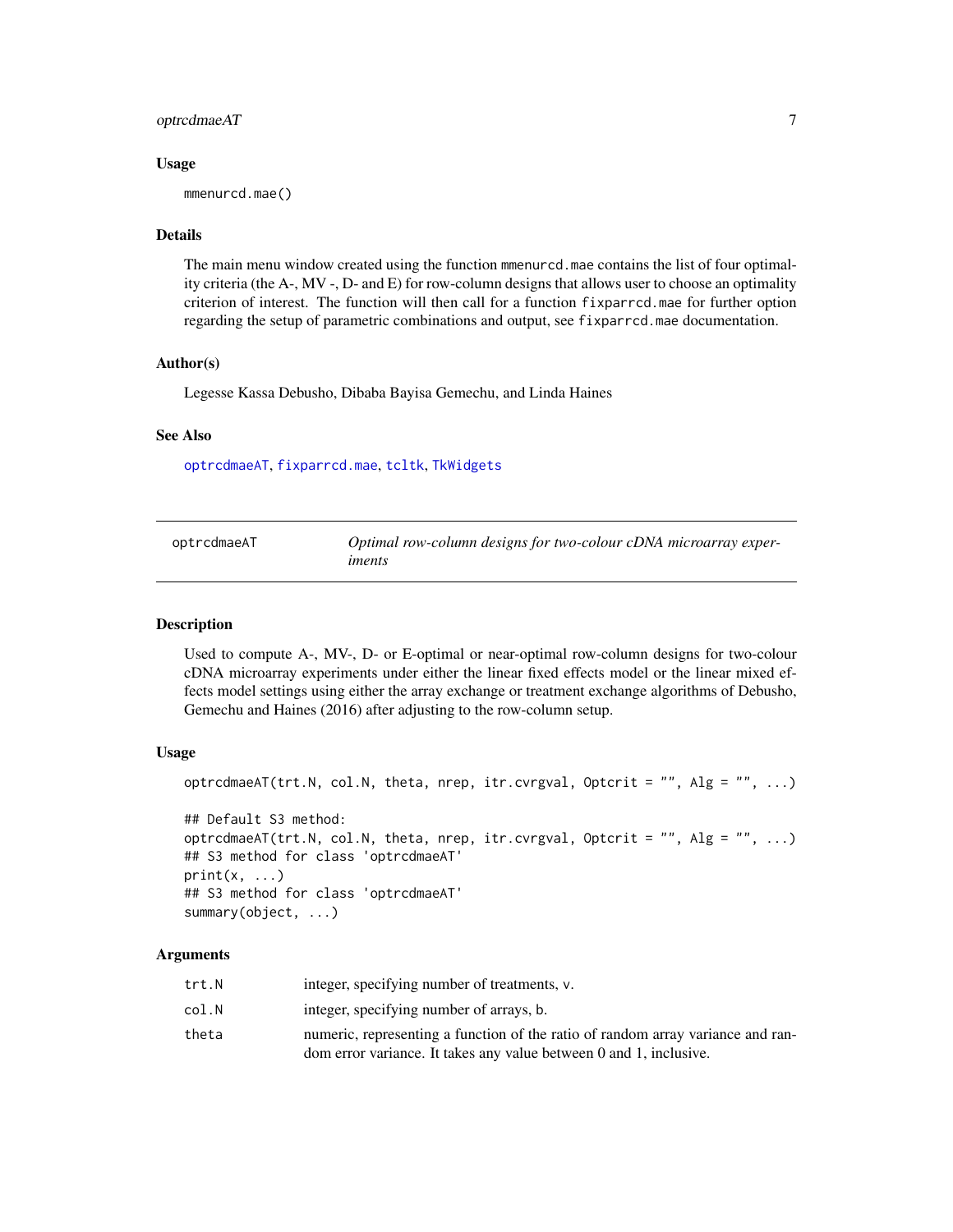### Usage

```
mmenurcd.mae()
```

### Details

The main menu window created using the function `mmenurcd.mae` contains the list of four optimality criteria (the A-, MV -, D- and E) for row-column designs that allows user to choose an optimality criterion of interest. The function will then call for a function `fixparrcd.mae` for further option regarding the setup of parametric combinations and output, see `fixparrcd.mae` documentation.

### Author(s)

Legesse Kassa Debusho, Dibaba Bayisa Gemechu, and Linda Haines

### See Also

`optrcdmaeAT`, `fixparrcd.mae`, `tcltk`, `TkWidgets`

---

## optrcdmaeAT — *Optimal row-column designs for two-colour cDNA microarray experiments*

---

### Description

Used to compute A-, MV-, D- or E-optimal or near-optimal row-column designs for two-colour cDNA microarray experiments under either the linear fixed effects model or the linear mixed effects model settings using either the array exchange or treatment exchange algorithms of Debusho, Gemechu and Haines (2016) after adjusting to the row-column setup.

### Usage

```
optrcdmaeAT(trt.N, col.N, theta, nrep, itr.cvrgval, Optcrit = "", Alg = "", ...)

## Default S3 method:
optrcdmaeAT(trt.N, col.N, theta, nrep, itr.cvrgval, Optcrit = "", Alg = "", ...)
## S3 method for class 'optrcdmaeAT'
print(x, ...)
## S3 method for class 'optrcdmaeAT'
summary(object, ...)
```

### Arguments

| | |
|---|---|
| `trt.N` | integer, specifying number of treatments, v. |
| `col.N` | integer, specifying number of arrays, b. |
| `theta` | numeric, representing a function of the ratio of random array variance and random error variance. It takes any value between 0 and 1, inclusive. |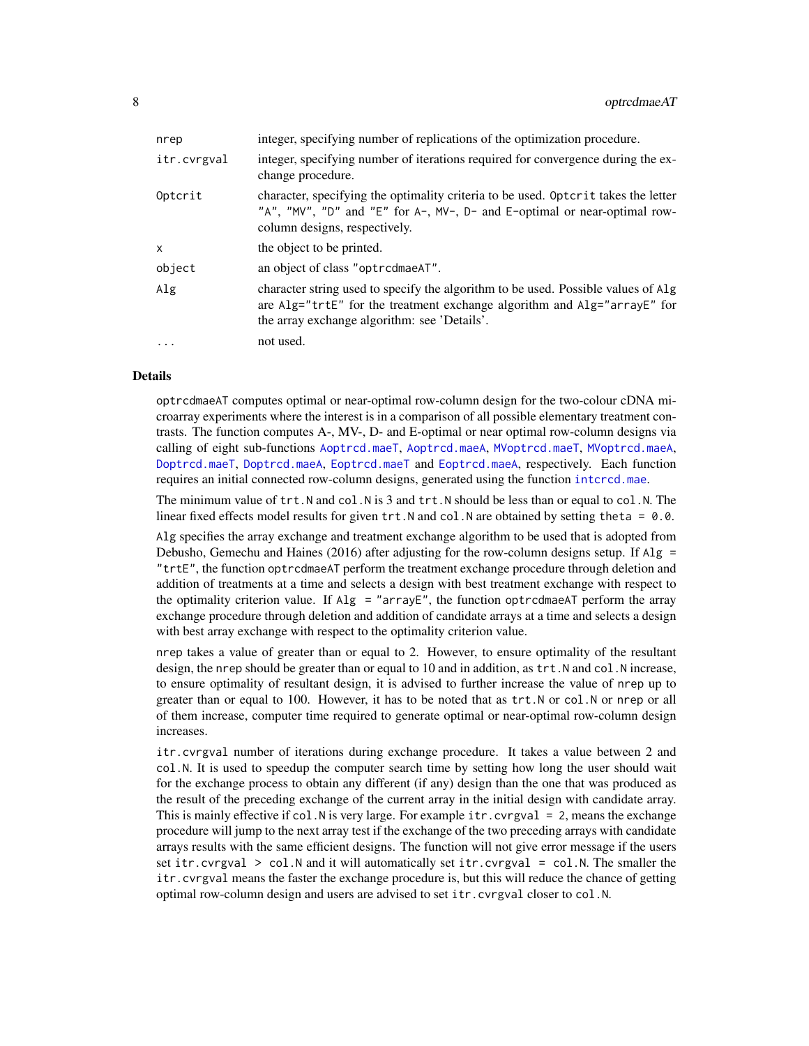| | |
|---|---|
| nrep | integer, specifying number of replications of the optimization procedure. |
| itr.cvrgval | integer, specifying number of iterations required for convergence during the exchange procedure. |
| Optcrit | character, specifying the optimality criteria to be used. Optcrit takes the letter "A", "MV", "D" and "E" for A-, MV-, D- and E-optimal or near-optimal row-column designs, respectively. |
| x | the object to be printed. |
| object | an object of class "optrcdmaeAT". |
| Alg | character string used to specify the algorithm to be used. Possible values of Alg are Alg="trtE" for the treatment exchange algorithm and Alg="arrayE" for the array exchange algorithm: see 'Details'. |
| ... | not used. |

## Details

optrcdmaeAT computes optimal or near-optimal row-column design for the two-colour cDNA microarray experiments where the interest is in a comparison of all possible elementary treatment contrasts. The function computes A-, MV-, D- and E-optimal or near optimal row-column designs via calling of eight sub-functions Aoptrcd.maeT, Aoptrcd.maeA, MVoptrcd.maeT, MVoptrcd.maeA, Doptrcd.maeT, Doptrcd.maeA, Eoptrcd.maeT and Eoptrcd.maeA, respectively. Each function requires an initial connected row-column designs, generated using the function intcrcd.mae.

The minimum value of trt.N and col.N is 3 and trt.N should be less than or equal to col.N. The linear fixed effects model results for given trt.N and col.N are obtained by setting theta = 0.0.

Alg specifies the array exchange and treatment exchange algorithm to be used that is adopted from Debusho, Gemechu and Haines (2016) after adjusting for the row-column designs setup. If Alg = "trtE", the function optrcdmaeAT perform the treatment exchange procedure through deletion and addition of treatments at a time and selects a design with best treatment exchange with respect to the optimality criterion value. If Alg = "arrayE", the function optrcdmaeAT perform the array exchange procedure through deletion and addition of candidate arrays at a time and selects a design with best array exchange with respect to the optimality criterion value.

nrep takes a value of greater than or equal to 2. However, to ensure optimality of the resultant design, the nrep should be greater than or equal to 10 and in addition, as trt.N and col.N increase, to ensure optimality of resultant design, it is advised to further increase the value of nrep up to greater than or equal to 100. However, it has to be noted that as trt.N or col.N or nrep or all of them increase, computer time required to generate optimal or near-optimal row-column design increases.

itr.cvrgval number of iterations during exchange procedure. It takes a value between 2 and col.N. It is used to speedup the computer search time by setting how long the user should wait for the exchange process to obtain any different (if any) design than the one that was produced as the result of the preceding exchange of the current array in the initial design with candidate array. This is mainly effective if col.N is very large. For example itr.cvrgval = 2, means the exchange procedure will jump to the next array test if the exchange of the two preceding arrays with candidate arrays results with the same efficient designs. The function will not give error message if the users set itr.cvrgval > col.N and it will automatically set itr.cvrgval = col.N. The smaller the itr.cvrgval means the faster the exchange procedure is, but this will reduce the chance of getting optimal row-column design and users are advised to set itr.cvrgval closer to col.N.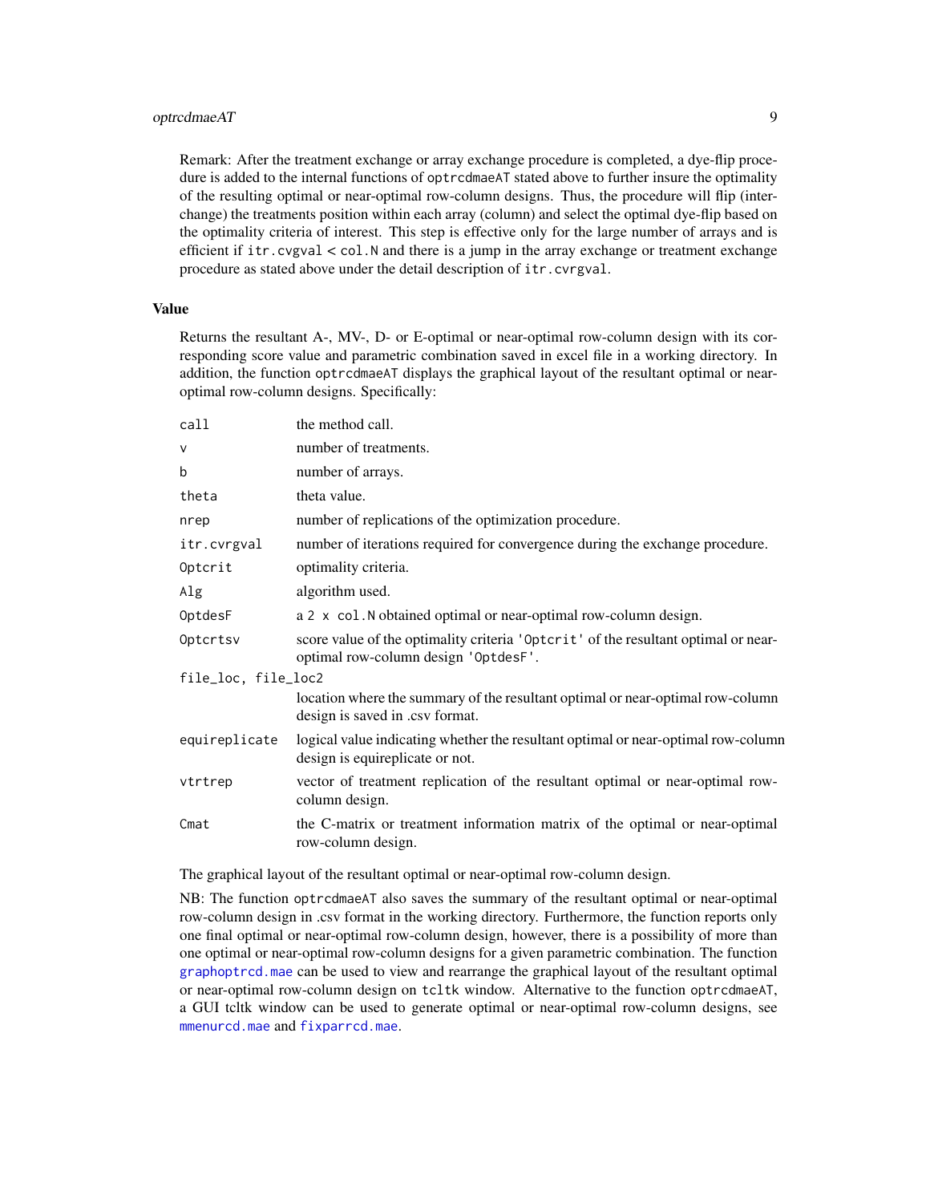Remark: After the treatment exchange or array exchange procedure is completed, a dye-flip procedure is added to the internal functions of `optrcdmaeAT` stated above to further insure the optimality of the resulting optimal or near-optimal row-column designs. Thus, the procedure will flip (interchange) the treatments position within each array (column) and select the optimal dye-flip based on the optimality criteria of interest. This step is effective only for the large number of arrays and is efficient if `itr.cvgval` < `col.N` and there is a jump in the array exchange or treatment exchange procedure as stated above under the detail description of `itr.cvrgval`.

### Value

Returns the resultant A-, MV-, D- or E-optimal or near-optimal row-column design with its corresponding score value and parametric combination saved in excel file in a working directory. In addition, the function `optrcdmaeAT` displays the graphical layout of the resultant optimal or near-optimal row-column designs. Specifically:

| | |
|---|---|
| `call` | the method call. |
| `v` | number of treatments. |
| `b` | number of arrays. |
| `theta` | theta value. |
| `nrep` | number of replications of the optimization procedure. |
| `itr.cvrgval` | number of iterations required for convergence during the exchange procedure. |
| `Optcrit` | optimality criteria. |
| `Alg` | algorithm used. |
| `OptdesF` | a `2 x col.N` obtained optimal or near-optimal row-column design. |
| `Optcrtsv` | score value of the optimality criteria `'Optcrit'` of the resultant optimal or near-optimal row-column design `'OptdesF'`. |
| `file_loc, file_loc2` | location where the summary of the resultant optimal or near-optimal row-column design is saved in .csv format. |
| `equireplicate` | logical value indicating whether the resultant optimal or near-optimal row-column design is equireplicate or not. |
| `vtrtrep` | vector of treatment replication of the resultant optimal or near-optimal row-column design. |
| `Cmat` | the C-matrix or treatment information matrix of the optimal or near-optimal row-column design. |

The graphical layout of the resultant optimal or near-optimal row-column design.

NB: The function `optrcdmaeAT` also saves the summary of the resultant optimal or near-optimal row-column design in .csv format in the working directory. Furthermore, the function reports only one final optimal or near-optimal row-column design, however, there is a possibility of more than one optimal or near-optimal row-column designs for a given parametric combination. The function `graphoptrcd.mae` can be used to view and rearrange the graphical layout of the resultant optimal or near-optimal row-column design on `tcltk` window. Alternative to the function `optrcdmaeAT`, a GUI tcltk window can be used to generate optimal or near-optimal row-column designs, see `mmenurcd.mae` and `fixparrcd.mae`.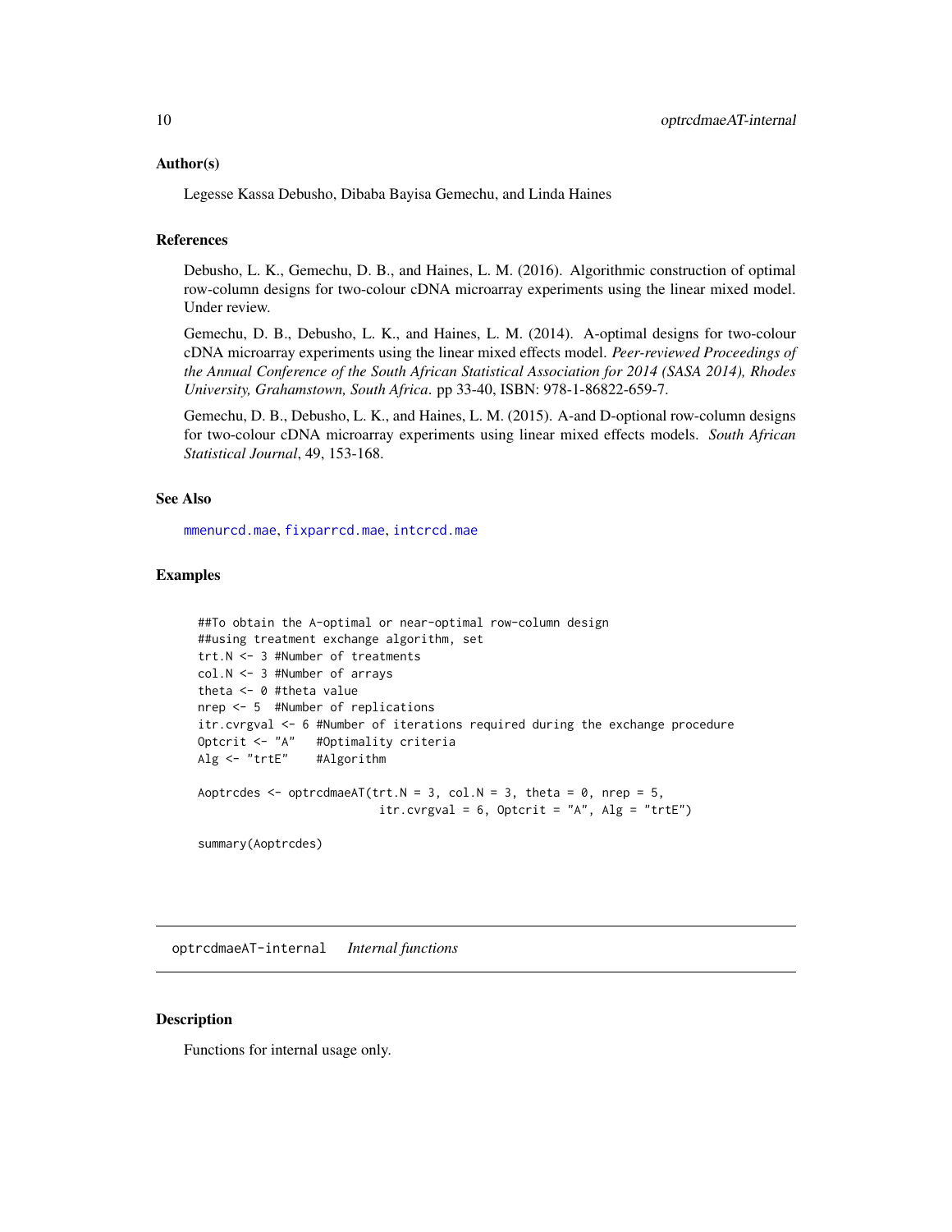### Author(s)

Legesse Kassa Debusho, Dibaba Bayisa Gemechu, and Linda Haines

### References

Debusho, L. K., Gemechu, D. B., and Haines, L. M. (2016). Algorithmic construction of optimal row-column designs for two-colour cDNA microarray experiments using the linear mixed model. Under review.

Gemechu, D. B., Debusho, L. K., and Haines, L. M. (2014). A-optimal designs for two-colour cDNA microarray experiments using the linear mixed effects model. *Peer-reviewed Proceedings of the Annual Conference of the South African Statistical Association for 2014 (SASA 2014), Rhodes University, Grahamstown, South Africa*. pp 33-40, ISBN: 978-1-86822-659-7.

Gemechu, D. B., Debusho, L. K., and Haines, L. M. (2015). A-and D-optional row-column designs for two-colour cDNA microarray experiments using linear mixed effects models. *South African Statistical Journal*, 49, 153-168.

### See Also

mmenurcd.mae, fixparrcd.mae, intcrcd.mae

### Examples

```
##To obtain the A-optimal or near-optimal row-column design
##using treatment exchange algorithm, set
trt.N <- 3 #Number of treatments
col.N <- 3 #Number of arrays
theta <- 0 #theta value
nrep <- 5  #Number of replications
itr.cvrgval <- 6 #Number of iterations required during the exchange procedure
Optcrit <- "A"   #Optimality criteria
Alg <- "trtE"    #Algorithm

Aoptrcdes <- optrcdmaeAT(trt.N = 3, col.N = 3, theta = 0, nrep = 5,
                          itr.cvrgval = 6, Optcrit = "A", Alg = "trtE")

summary(Aoptrcdes)
```

---

## optrcdmaeAT-internal *Internal functions*

### Description

Functions for internal usage only.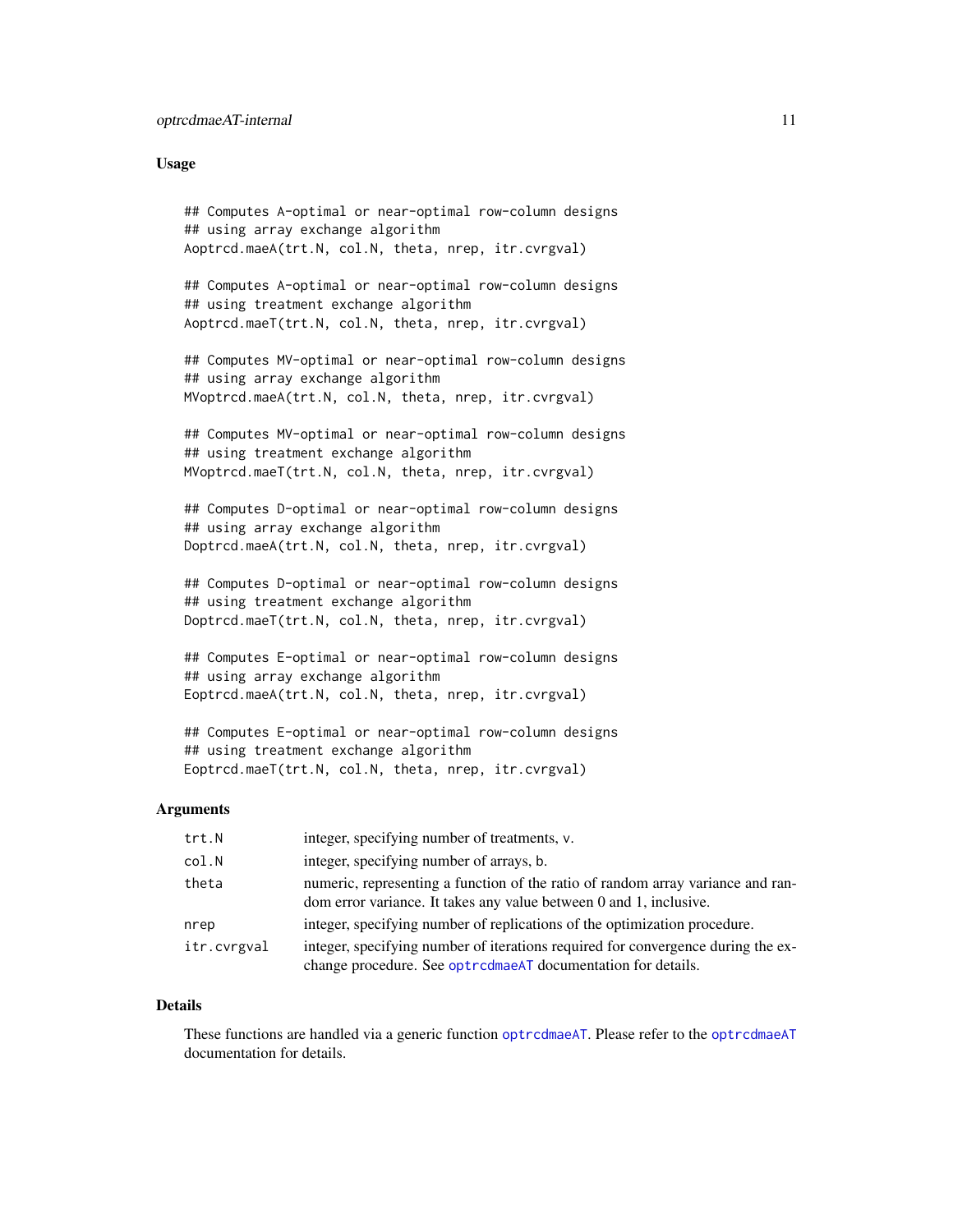## Usage

```
## Computes A-optimal or near-optimal row-column designs
## using array exchange algorithm
Aoptrcd.maeA(trt.N, col.N, theta, nrep, itr.cvrgval)

## Computes A-optimal or near-optimal row-column designs
## using treatment exchange algorithm
Aoptrcd.maeT(trt.N, col.N, theta, nrep, itr.cvrgval)

## Computes MV-optimal or near-optimal row-column designs
## using array exchange algorithm
MVoptrcd.maeA(trt.N, col.N, theta, nrep, itr.cvrgval)

## Computes MV-optimal or near-optimal row-column designs
## using treatment exchange algorithm
MVoptrcd.maeT(trt.N, col.N, theta, nrep, itr.cvrgval)

## Computes D-optimal or near-optimal row-column designs
## using array exchange algorithm
Doptrcd.maeA(trt.N, col.N, theta, nrep, itr.cvrgval)

## Computes D-optimal or near-optimal row-column designs
## using treatment exchange algorithm
Doptrcd.maeT(trt.N, col.N, theta, nrep, itr.cvrgval)

## Computes E-optimal or near-optimal row-column designs
## using array exchange algorithm
Eoptrcd.maeA(trt.N, col.N, theta, nrep, itr.cvrgval)

## Computes E-optimal or near-optimal row-column designs
## using treatment exchange algorithm
Eoptrcd.maeT(trt.N, col.N, theta, nrep, itr.cvrgval)
```

## Arguments

| | |
|---|---|
| `trt.N` | integer, specifying number of treatments, v. |
| `col.N` | integer, specifying number of arrays, b. |
| `theta` | numeric, representing a function of the ratio of random array variance and random error variance. It takes any value between 0 and 1, inclusive. |
| `nrep` | integer, specifying number of replications of the optimization procedure. |
| `itr.cvrgval` | integer, specifying number of iterations required for convergence during the exchange procedure. See `optrcdmaeAT` documentation for details. |

## Details

These functions are handled via a generic function `optrcdmaeAT`. Please refer to the `optrcdmaeAT` documentation for details.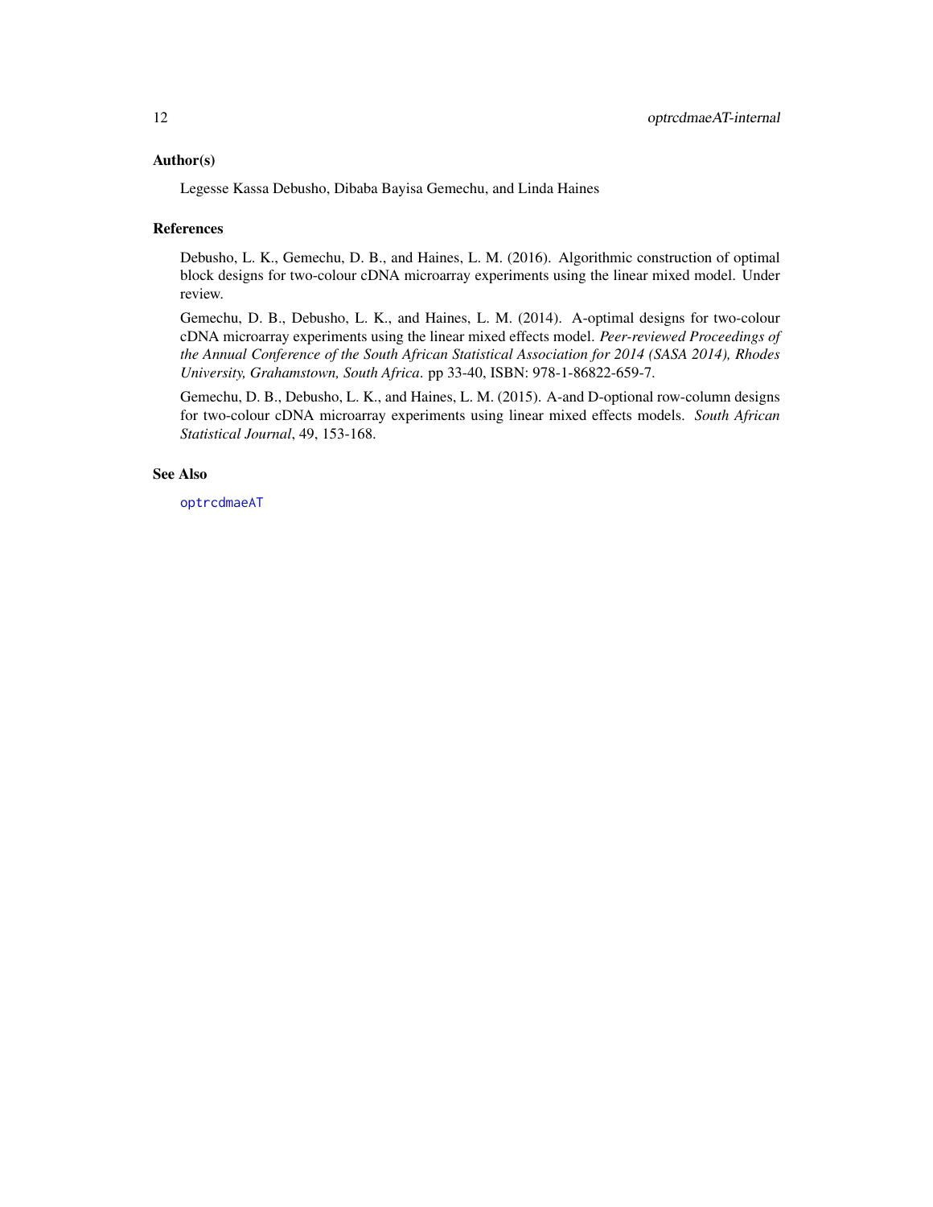## Author(s)

Legesse Kassa Debusho, Dibaba Bayisa Gemechu, and Linda Haines

## References

Debusho, L. K., Gemechu, D. B., and Haines, L. M. (2016). Algorithmic construction of optimal block designs for two-colour cDNA microarray experiments using the linear mixed model. Under review.

Gemechu, D. B., Debusho, L. K., and Haines, L. M. (2014). A-optimal designs for two-colour cDNA microarray experiments using the linear mixed effects model. *Peer-reviewed Proceedings of the Annual Conference of the South African Statistical Association for 2014 (SASA 2014), Rhodes University, Grahamstown, South Africa*. pp 33-40, ISBN: 978-1-86822-659-7.

Gemechu, D. B., Debusho, L. K., and Haines, L. M. (2015). A-and D-optional row-column designs for two-colour cDNA microarray experiments using linear mixed effects models. *South African Statistical Journal*, 49, 153-168.

## See Also

optrcdmaeAT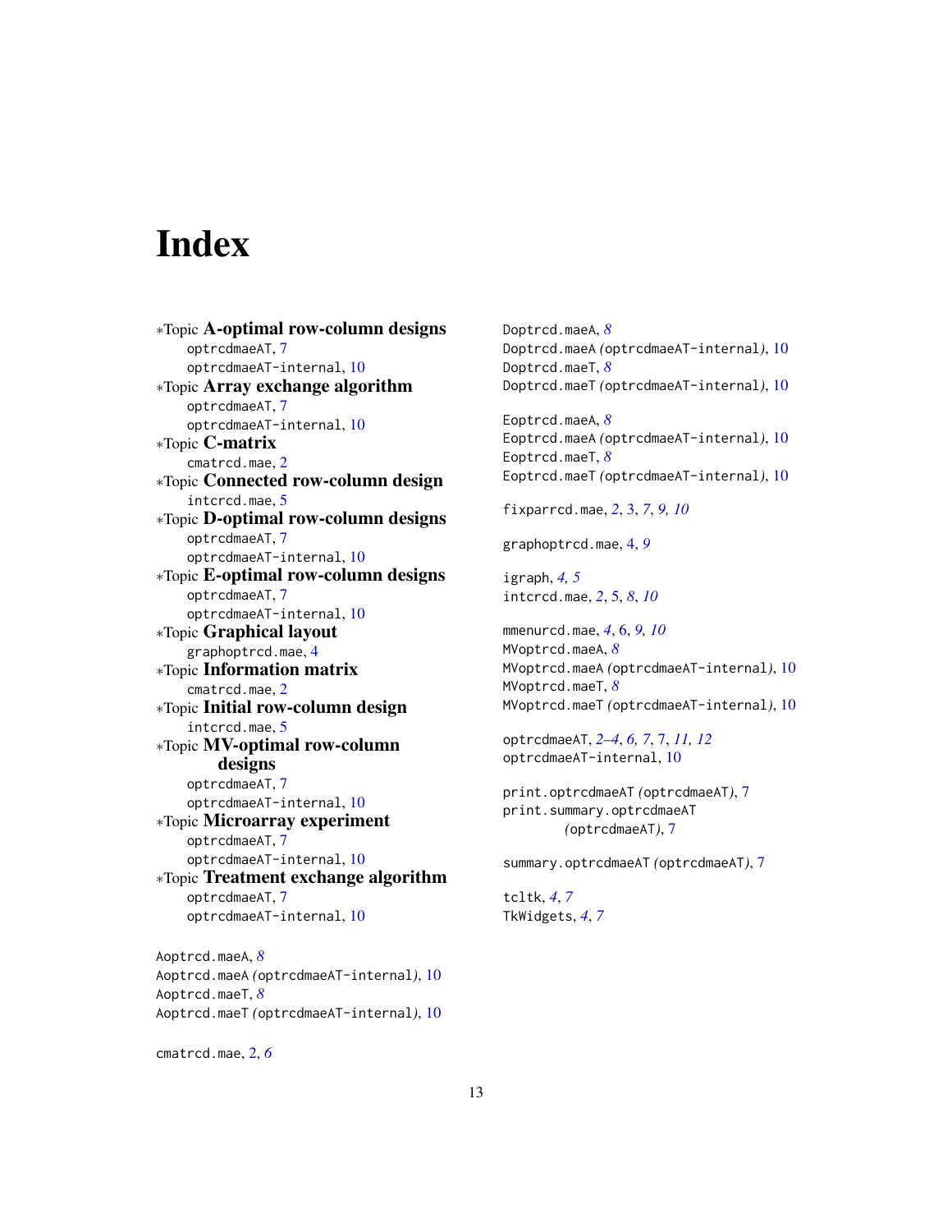# Index

∗Topic **A-optimal row-column designs**
  optrcdmaeAT, 7
  optrcdmaeAT-internal, 10
∗Topic **Array exchange algorithm**
  optrcdmaeAT, 7
  optrcdmaeAT-internal, 10
∗Topic **C-matrix**
  cmatrcd.mae, 2
∗Topic **Connected row-column design**
  intcrcd.mae, 5
∗Topic **D-optimal row-column designs**
  optrcdmaeAT, 7
  optrcdmaeAT-internal, 10
∗Topic **E-optimal row-column designs**
  optrcdmaeAT, 7
  optrcdmaeAT-internal, 10
∗Topic **Graphical layout**
  graphoptrcd.mae, 4
∗Topic **Information matrix**
  cmatrcd.mae, 2
∗Topic **Initial row-column design**
  intcrcd.mae, 5
∗Topic **MV-optimal row-column designs**
  optrcdmaeAT, 7
  optrcdmaeAT-internal, 10
∗Topic **Microarray experiment**
  optrcdmaeAT, 7
  optrcdmaeAT-internal, 10
∗Topic **Treatment exchange algorithm**
  optrcdmaeAT, 7
  optrcdmaeAT-internal, 10

Aoptrcd.maeA, *8*
Aoptrcd.maeA *(*optrcdmaeAT-internal*)*, 10
Aoptrcd.maeT, *8*
Aoptrcd.maeT *(*optrcdmaeAT-internal*)*, 10

cmatrcd.mae, 2, *6*

Doptrcd.maeA, *8*
Doptrcd.maeA *(*optrcdmaeAT-internal*)*, 10
Doptrcd.maeT, *8*
Doptrcd.maeT *(*optrcdmaeAT-internal*)*, 10

Eoptrcd.maeA, *8*
Eoptrcd.maeA *(*optrcdmaeAT-internal*)*, 10
Eoptrcd.maeT, *8*
Eoptrcd.maeT *(*optrcdmaeAT-internal*)*, 10

fixparrcd.mae, *2*, 3, *7*, *9, 10*

graphoptrcd.mae, 4, *9*

igraph, *4, 5*
intcrcd.mae, *2*, 5, *8*, *10*

mmenurcd.mae, *4*, 6, *9, 10*
MVoptrcd.maeA, *8*
MVoptrcd.maeA *(*optrcdmaeAT-internal*)*, 10
MVoptrcd.maeT, *8*
MVoptrcd.maeT *(*optrcdmaeAT-internal*)*, 10

optrcdmaeAT, *2–4*, *6, 7*, 7, *11, 12*
optrcdmaeAT-internal, 10

print.optrcdmaeAT *(*optrcdmaeAT*)*, 7
print.summary.optrcdmaeAT *(*optrcdmaeAT*)*, 7

summary.optrcdmaeAT *(*optrcdmaeAT*)*, 7

tcltk, *4*, *7*
TkWidgets, *4*, *7*